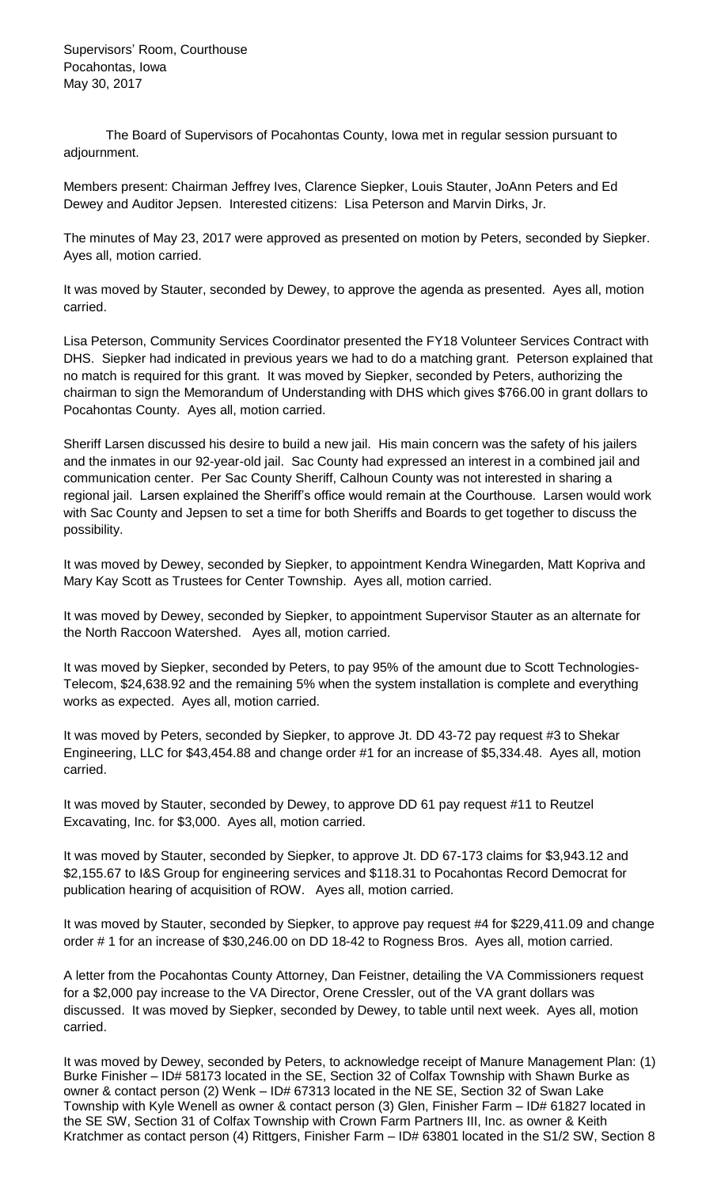Supervisors' Room, Courthouse
Pocahontas, Iowa
May 30, 2017

The Board of Supervisors of Pocahontas County, Iowa met in regular session pursuant to adjournment.

Members present: Chairman Jeffrey Ives, Clarence Siepker, Louis Stauter, JoAnn Peters and Ed Dewey and Auditor Jepsen. Interested citizens: Lisa Peterson and Marvin Dirks, Jr.

The minutes of May 23, 2017 were approved as presented on motion by Peters, seconded by Siepker. Ayes all, motion carried.

It was moved by Stauter, seconded by Dewey, to approve the agenda as presented. Ayes all, motion carried.

Lisa Peterson, Community Services Coordinator presented the FY18 Volunteer Services Contract with DHS. Siepker had indicated in previous years we had to do a matching grant. Peterson explained that no match is required for this grant. It was moved by Siepker, seconded by Peters, authorizing the chairman to sign the Memorandum of Understanding with DHS which gives $766.00 in grant dollars to Pocahontas County. Ayes all, motion carried.

Sheriff Larsen discussed his desire to build a new jail. His main concern was the safety of his jailers and the inmates in our 92-year-old jail. Sac County had expressed an interest in a combined jail and communication center. Per Sac County Sheriff, Calhoun County was not interested in sharing a regional jail. Larsen explained the Sheriff's office would remain at the Courthouse. Larsen would work with Sac County and Jepsen to set a time for both Sheriffs and Boards to get together to discuss the possibility.

It was moved by Dewey, seconded by Siepker, to appointment Kendra Winegarden, Matt Kopriva and Mary Kay Scott as Trustees for Center Township. Ayes all, motion carried.

It was moved by Dewey, seconded by Siepker, to appointment Supervisor Stauter as an alternate for the North Raccoon Watershed. Ayes all, motion carried.

It was moved by Siepker, seconded by Peters, to pay 95% of the amount due to Scott Technologies-Telecom, $24,638.92 and the remaining 5% when the system installation is complete and everything works as expected. Ayes all, motion carried.

It was moved by Peters, seconded by Siepker, to approve Jt. DD 43-72 pay request #3 to Shekar Engineering, LLC for $43,454.88 and change order #1 for an increase of $5,334.48. Ayes all, motion carried.

It was moved by Stauter, seconded by Dewey, to approve DD 61 pay request #11 to Reutzel Excavating, Inc. for $3,000. Ayes all, motion carried.

It was moved by Stauter, seconded by Siepker, to approve Jt. DD 67-173 claims for $3,943.12 and $2,155.67 to I&S Group for engineering services and $118.31 to Pocahontas Record Democrat for publication hearing of acquisition of ROW. Ayes all, motion carried.

It was moved by Stauter, seconded by Siepker, to approve pay request #4 for $229,411.09 and change order # 1 for an increase of $30,246.00 on DD 18-42 to Rogness Bros. Ayes all, motion carried.

A letter from the Pocahontas County Attorney, Dan Feistner, detailing the VA Commissioners request for a $2,000 pay increase to the VA Director, Orene Cressler, out of the VA grant dollars was discussed. It was moved by Siepker, seconded by Dewey, to table until next week. Ayes all, motion carried.

It was moved by Dewey, seconded by Peters, to acknowledge receipt of Manure Management Plan: (1) Burke Finisher – ID# 58173 located in the SE, Section 32 of Colfax Township with Shawn Burke as owner & contact person (2) Wenk – ID# 67313 located in the NE SE, Section 32 of Swan Lake Township with Kyle Wenell as owner & contact person (3) Glen, Finisher Farm – ID# 61827 located in the SE SW, Section 31 of Colfax Township with Crown Farm Partners III, Inc. as owner & Keith Kratchmer as contact person (4) Rittgers, Finisher Farm – ID# 63801 located in the S1/2 SW, Section 8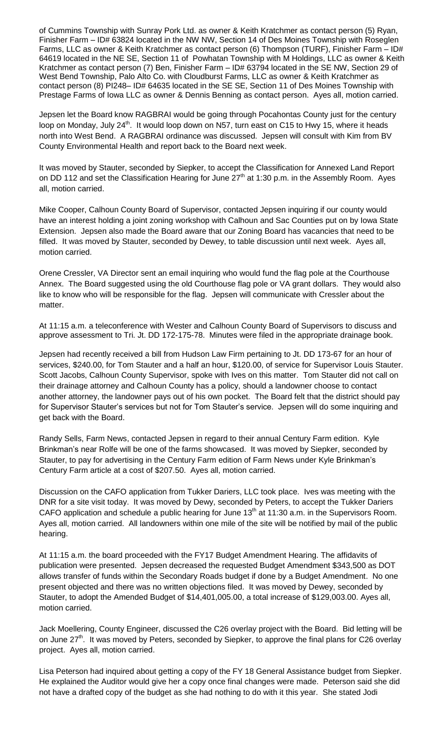of Cummins Township with Sunray Pork Ltd. as owner & Keith Kratchmer as contact person (5) Ryan, Finisher Farm – ID# 63824 located in the NW NW, Section 14 of Des Moines Township with Roseglen Farms, LLC as owner & Keith Kratchmer as contact person (6) Thompson (TURF), Finisher Farm – ID# 64619 located in the NE SE, Section 11 of Powhatan Township with M Holdings, LLC as owner & Keith Kratchmer as contact person (7) Ben, Finisher Farm – ID# 63794 located in the SE NW, Section 29 of West Bend Township, Palo Alto Co. with Cloudburst Farms, LLC as owner & Keith Kratchmer as contact person (8) PI248– ID# 64635 located in the SE SE, Section 11 of Des Moines Township with Prestage Farms of Iowa LLC as owner & Dennis Benning as contact person. Ayes all, motion carried.

Jepsen let the Board know RAGBRAI would be going through Pocahontas County just for the century loop on Monday, July 24th. It would loop down on N57, turn east on C15 to Hwy 15, where it heads north into West Bend. A RAGBRAI ordinance was discussed. Jepsen will consult with Kim from BV County Environmental Health and report back to the Board next week.

It was moved by Stauter, seconded by Siepker, to accept the Classification for Annexed Land Report on DD 112 and set the Classification Hearing for June 27th at 1:30 p.m. in the Assembly Room. Ayes all, motion carried.

Mike Cooper, Calhoun County Board of Supervisor, contacted Jepsen inquiring if our county would have an interest holding a joint zoning workshop with Calhoun and Sac Counties put on by Iowa State Extension. Jepsen also made the Board aware that our Zoning Board has vacancies that need to be filled. It was moved by Stauter, seconded by Dewey, to table discussion until next week. Ayes all, motion carried.

Orene Cressler, VA Director sent an email inquiring who would fund the flag pole at the Courthouse Annex. The Board suggested using the old Courthouse flag pole or VA grant dollars. They would also like to know who will be responsible for the flag. Jepsen will communicate with Cressler about the matter.

At 11:15 a.m. a teleconference with Wester and Calhoun County Board of Supervisors to discuss and approve assessment to Tri. Jt. DD 172-175-78. Minutes were filed in the appropriate drainage book.

Jepsen had recently received a bill from Hudson Law Firm pertaining to Jt. DD 173-67 for an hour of services, $240.00, for Tom Stauter and a half an hour, $120.00, of service for Supervisor Louis Stauter. Scott Jacobs, Calhoun County Supervisor, spoke with Ives on this matter. Tom Stauter did not call on their drainage attorney and Calhoun County has a policy, should a landowner choose to contact another attorney, the landowner pays out of his own pocket. The Board felt that the district should pay for Supervisor Stauter's services but not for Tom Stauter's service. Jepsen will do some inquiring and get back with the Board.

Randy Sells, Farm News, contacted Jepsen in regard to their annual Century Farm edition. Kyle Brinkman's near Rolfe will be one of the farms showcased. It was moved by Siepker, seconded by Stauter, to pay for advertising in the Century Farm edition of Farm News under Kyle Brinkman's Century Farm article at a cost of $207.50. Ayes all, motion carried.

Discussion on the CAFO application from Tukker Dariers, LLC took place. Ives was meeting with the DNR for a site visit today. It was moved by Dewy, seconded by Peters, to accept the Tukker Dariers CAFO application and schedule a public hearing for June 13th at 11:30 a.m. in the Supervisors Room. Ayes all, motion carried. All landowners within one mile of the site will be notified by mail of the public hearing.

At 11:15 a.m. the board proceeded with the FY17 Budget Amendment Hearing. The affidavits of publication were presented. Jepsen decreased the requested Budget Amendment $343,500 as DOT allows transfer of funds within the Secondary Roads budget if done by a Budget Amendment. No one present objected and there was no written objections filed. It was moved by Dewey, seconded by Stauter, to adopt the Amended Budget of $14,401,005.00, a total increase of $129,003.00. Ayes all, motion carried.

Jack Moellering, County Engineer, discussed the C26 overlay project with the Board. Bid letting will be on June 27th. It was moved by Peters, seconded by Siepker, to approve the final plans for C26 overlay project. Ayes all, motion carried.

Lisa Peterson had inquired about getting a copy of the FY 18 General Assistance budget from Siepker. He explained the Auditor would give her a copy once final changes were made. Peterson said she did not have a drafted copy of the budget as she had nothing to do with it this year. She stated Jodi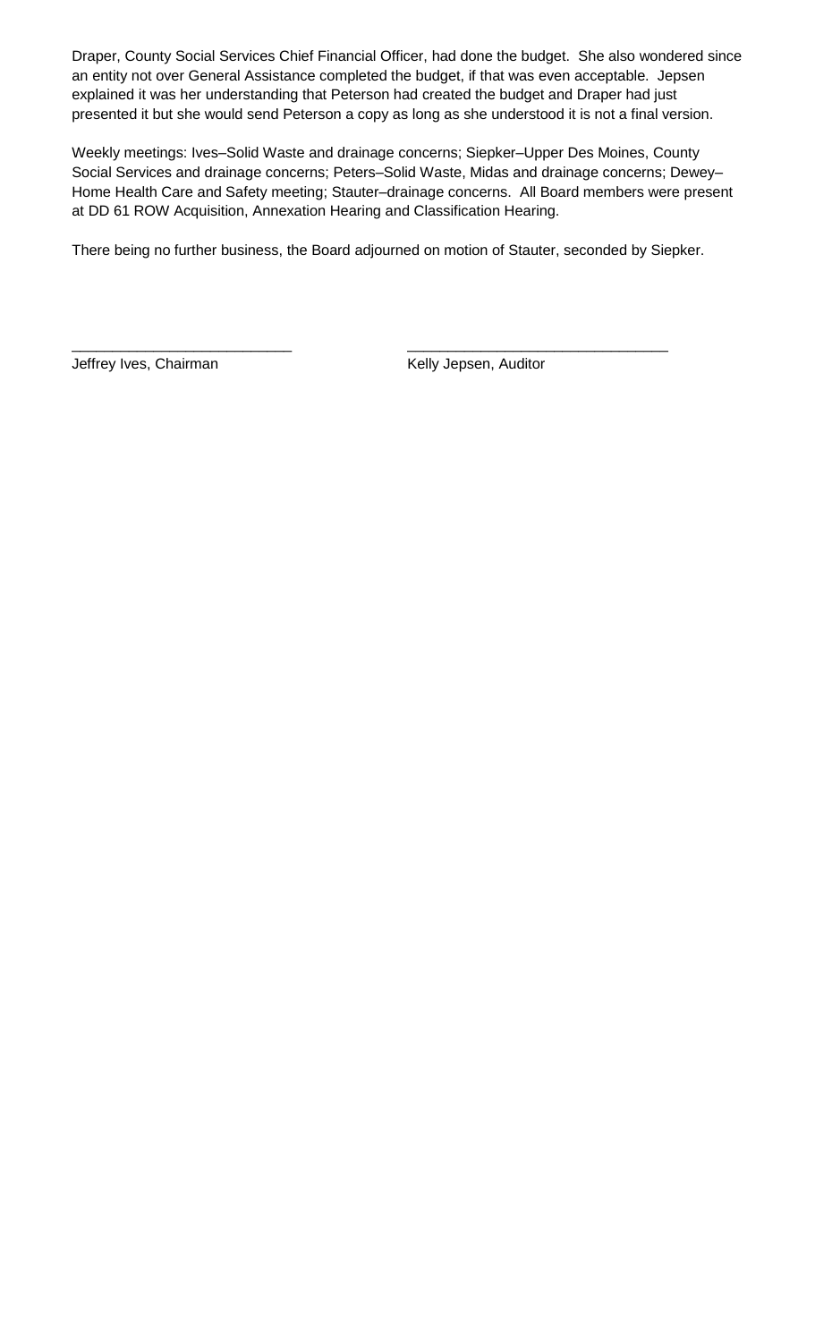Draper, County Social Services Chief Financial Officer, had done the budget. She also wondered since an entity not over General Assistance completed the budget, if that was even acceptable. Jepsen explained it was her understanding that Peterson had created the budget and Draper had just presented it but she would send Peterson a copy as long as she understood it is not a final version.

Weekly meetings: Ives–Solid Waste and drainage concerns; Siepker–Upper Des Moines, County Social Services and drainage concerns; Peters–Solid Waste, Midas and drainage concerns; Dewey–Home Health Care and Safety meeting; Stauter–drainage concerns. All Board members were present at DD 61 ROW Acquisition, Annexation Hearing and Classification Hearing.

There being no further business, the Board adjourned on motion of Stauter, seconded by Siepker.

| | |
|---|---|
| ___________________________ | _______________________________ |
| Jeffrey Ives, Chairman | Kelly Jepsen, Auditor |